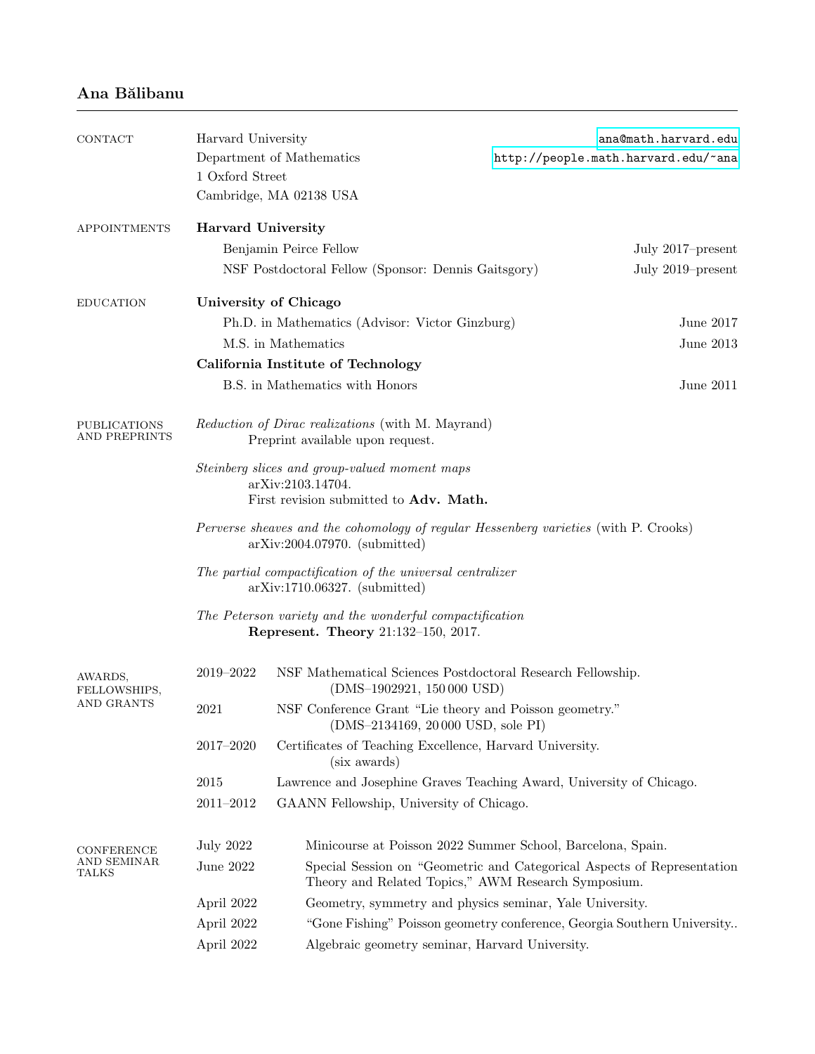# Ana Bălibanu

## Contact

Harvard University
Department of Mathematics
1 Oxford Street
Cambridge, MA 02138 USA

ana@math.harvard.edu
http://people.math.harvard.edu/~ana

## Appointments

**Harvard University**

- Benjamin Peirce Fellow — July 2017–present
- NSF Postdoctoral Fellow (Sponsor: Dennis Gaitsgory) — July 2019–present

## Education

**University of Chicago**

- Ph.D. in Mathematics (Advisor: Victor Ginzburg) — June 2017
- M.S. in Mathematics — June 2013

**California Institute of Technology**

- B.S. in Mathematics with Honors — June 2011

## Publications and Preprints

*Reduction of Dirac realizations* (with M. Mayrand)
Preprint available upon request.

*Steinberg slices and group-valued moment maps*
arXiv:2103.14704.
First revision submitted to **Adv. Math.**

*Perverse sheaves and the cohomology of regular Hessenberg varieties* (with P. Crooks)
arXiv:2004.07970. (submitted)

*The partial compactification of the universal centralizer*
arXiv:1710.06327. (submitted)

*The Peterson variety and the wonderful compactification*
**Represent. Theory** 21:132–150, 2017.

## Awards, Fellowships, and Grants

- 2019–2022 — NSF Mathematical Sciences Postdoctoral Research Fellowship. (DMS–1902921, 150 000 USD)
- 2021 — NSF Conference Grant "Lie theory and Poisson geometry." (DMS–2134169, 20 000 USD, sole PI)
- 2017–2020 — Certificates of Teaching Excellence, Harvard University. (six awards)
- 2015 — Lawrence and Josephine Graves Teaching Award, University of Chicago.
- 2011–2012 — GAANN Fellowship, University of Chicago.

## Conference and Seminar Talks

- July 2022 — Minicourse at Poisson 2022 Summer School, Barcelona, Spain.
- June 2022 — Special Session on "Geometric and Categorical Aspects of Representation Theory and Related Topics," AWM Research Symposium.
- April 2022 — Geometry, symmetry and physics seminar, Yale University.
- April 2022 — "Gone Fishing" Poisson geometry conference, Georgia Southern University..
- April 2022 — Algebraic geometry seminar, Harvard University.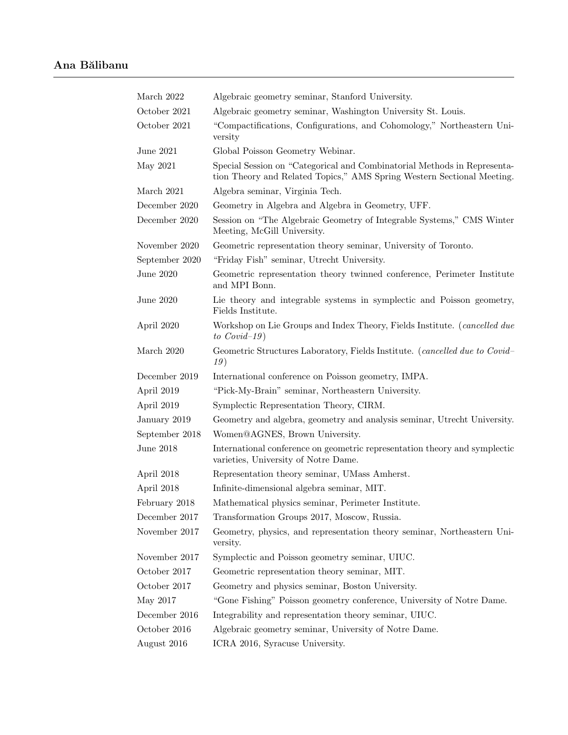| | |
|---|---|
| March 2022 | Algebraic geometry seminar, Stanford University. |
| October 2021 | Algebraic geometry seminar, Washington University St. Louis. |
| October 2021 | "Compactifications, Configurations, and Cohomology," Northeastern University |
| June 2021 | Global Poisson Geometry Webinar. |
| May 2021 | Special Session on "Categorical and Combinatorial Methods in Representation Theory and Related Topics," AMS Spring Western Sectional Meeting. |
| March 2021 | Algebra seminar, Virginia Tech. |
| December 2020 | Geometry in Algebra and Algebra in Geometry, UFF. |
| December 2020 | Session on "The Algebraic Geometry of Integrable Systems," CMS Winter Meeting, McGill University. |
| November 2020 | Geometric representation theory seminar, University of Toronto. |
| September 2020 | "Friday Fish" seminar, Utrecht University. |
| June 2020 | Geometric representation theory twinned conference, Perimeter Institute and MPI Bonn. |
| June 2020 | Lie theory and integrable systems in symplectic and Poisson geometry, Fields Institute. |
| April 2020 | Workshop on Lie Groups and Index Theory, Fields Institute. (*cancelled due to Covid–19*) |
| March 2020 | Geometric Structures Laboratory, Fields Institute. (*cancelled due to Covid–19*) |
| December 2019 | International conference on Poisson geometry, IMPA. |
| April 2019 | "Pick-My-Brain" seminar, Northeastern University. |
| April 2019 | Symplectic Representation Theory, CIRM. |
| January 2019 | Geometry and algebra, geometry and analysis seminar, Utrecht University. |
| September 2018 | Women@AGNES, Brown University. |
| June 2018 | International conference on geometric representation theory and symplectic varieties, University of Notre Dame. |
| April 2018 | Representation theory seminar, UMass Amherst. |
| April 2018 | Infinite-dimensional algebra seminar, MIT. |
| February 2018 | Mathematical physics seminar, Perimeter Institute. |
| December 2017 | Transformation Groups 2017, Moscow, Russia. |
| November 2017 | Geometry, physics, and representation theory seminar, Northeastern University. |
| November 2017 | Symplectic and Poisson geometry seminar, UIUC. |
| October 2017 | Geometric representation theory seminar, MIT. |
| October 2017 | Geometry and physics seminar, Boston University. |
| May 2017 | "Gone Fishing" Poisson geometry conference, University of Notre Dame. |
| December 2016 | Integrability and representation theory seminar, UIUC. |
| October 2016 | Algebraic geometry seminar, University of Notre Dame. |
| August 2016 | ICRA 2016, Syracuse University. |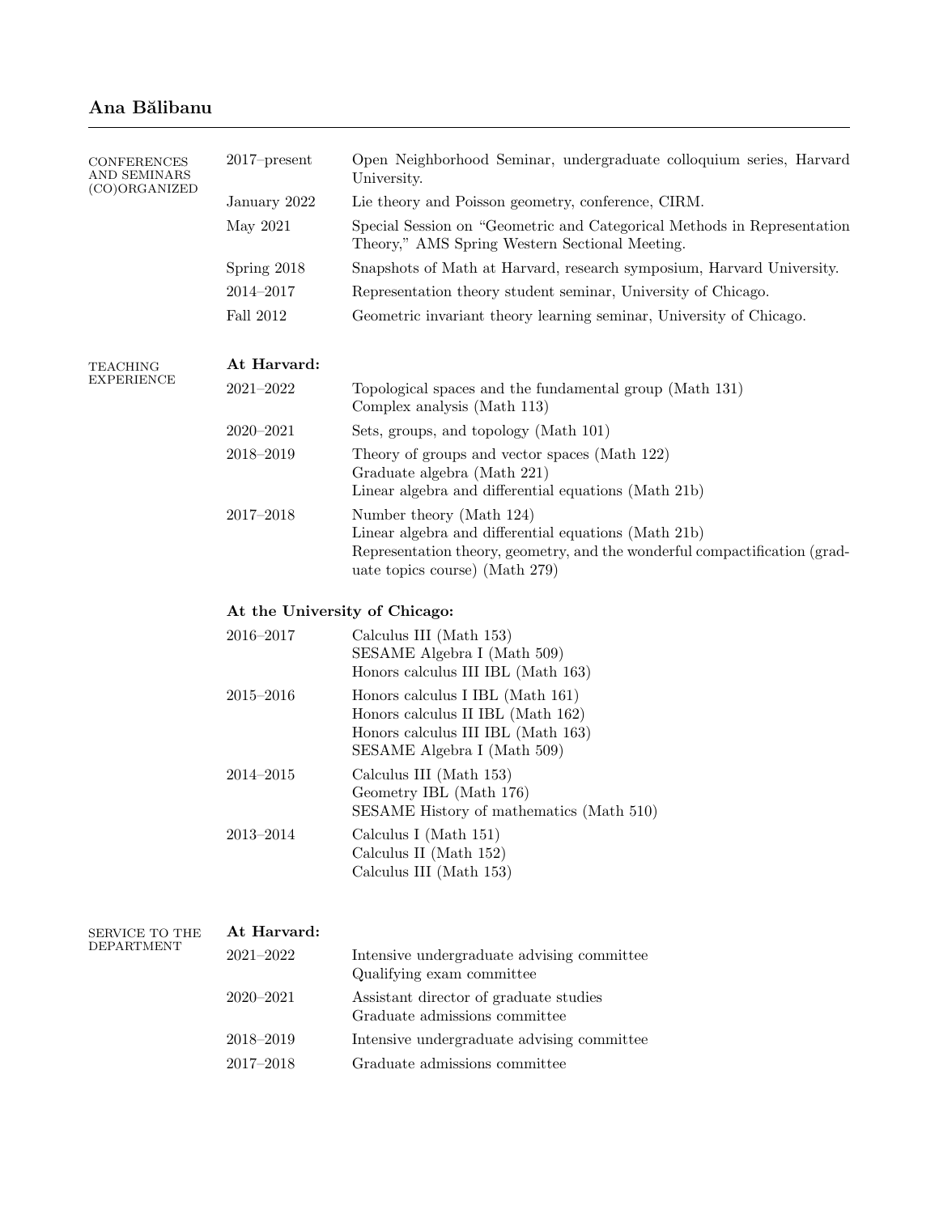**Ana Bălibanu**

---

## Conferences and Seminars (Co)organized

| | |
|---|---|
| 2017–present | Open Neighborhood Seminar, undergraduate colloquium series, Harvard University. |
| January 2022 | Lie theory and Poisson geometry, conference, CIRM. |
| May 2021 | Special Session on "Geometric and Categorical Methods in Representation Theory," AMS Spring Western Sectional Meeting. |
| Spring 2018 | Snapshots of Math at Harvard, research symposium, Harvard University. |
| 2014–2017 | Representation theory student seminar, University of Chicago. |
| Fall 2012 | Geometric invariant theory learning seminar, University of Chicago. |

## Teaching Experience

**At Harvard:**

| | |
|---|---|
| 2021–2022 | Topological spaces and the fundamental group (Math 131)<br>Complex analysis (Math 113) |
| 2020–2021 | Sets, groups, and topology (Math 101) |
| 2018–2019 | Theory of groups and vector spaces (Math 122)<br>Graduate algebra (Math 221)<br>Linear algebra and differential equations (Math 21b) |
| 2017–2018 | Number theory (Math 124)<br>Linear algebra and differential equations (Math 21b)<br>Representation theory, geometry, and the wonderful compactification (graduate topics course) (Math 279) |

**At the University of Chicago:**

| | |
|---|---|
| 2016–2017 | Calculus III (Math 153)<br>SESAME Algebra I (Math 509)<br>Honors calculus III IBL (Math 163) |
| 2015–2016 | Honors calculus I IBL (Math 161)<br>Honors calculus II IBL (Math 162)<br>Honors calculus III IBL (Math 163)<br>SESAME Algebra I (Math 509) |
| 2014–2015 | Calculus III (Math 153)<br>Geometry IBL (Math 176)<br>SESAME History of mathematics (Math 510) |
| 2013–2014 | Calculus I (Math 151)<br>Calculus II (Math 152)<br>Calculus III (Math 153) |

## Service to the Department

**At Harvard:**

| | |
|---|---|
| 2021–2022 | Intensive undergraduate advising committee<br>Qualifying exam committee |
| 2020–2021 | Assistant director of graduate studies<br>Graduate admissions committee |
| 2018–2019 | Intensive undergraduate advising committee |
| 2017–2018 | Graduate admissions committee |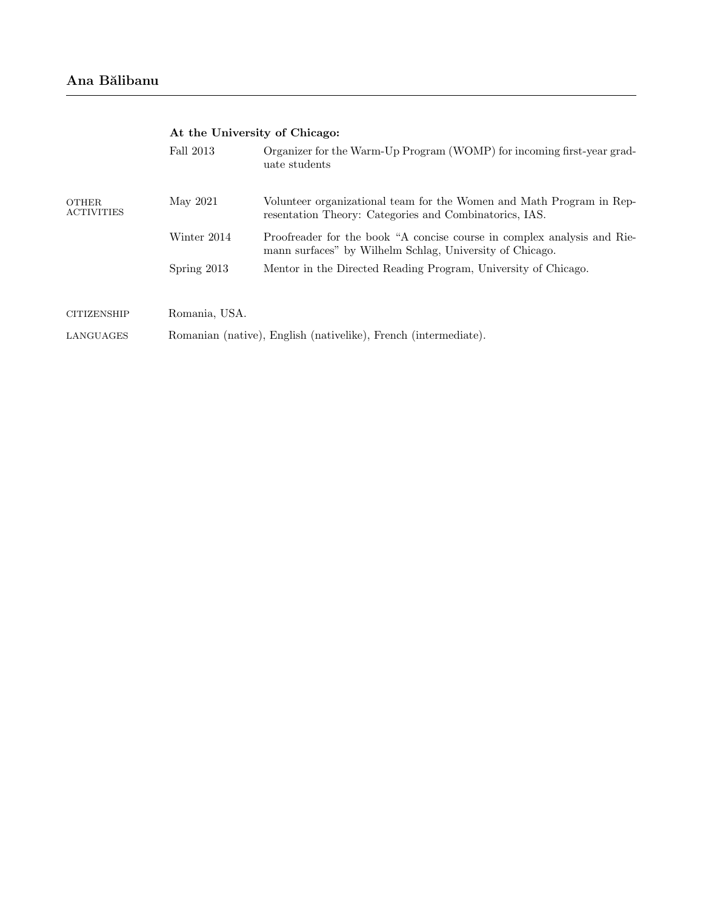**At the University of Chicago:**

Fall 2013 — Organizer for the Warm-Up Program (WOMP) for incoming first-year graduate students

## Other Activities

May 2021 — Volunteer organizational team for the Women and Math Program in Representation Theory: Categories and Combinatorics, IAS.

Winter 2014 — Proofreader for the book "A concise course in complex analysis and Riemann surfaces" by Wilhelm Schlag, University of Chicago.

Spring 2013 — Mentor in the Directed Reading Program, University of Chicago.

## Citizenship

Romania, USA.

## Languages

Romanian (native), English (nativelike), French (intermediate).